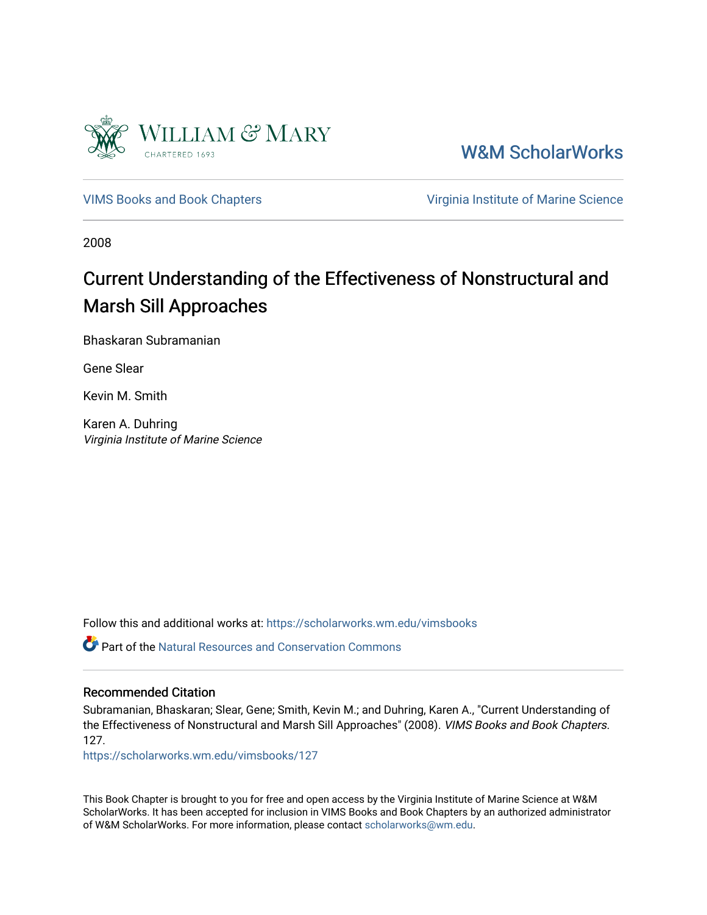William & Mary
CHARTERED 1693

W&M ScholarWorks

VIMS Books and Book Chapters

Virginia Institute of Marine Science

2008

# Current Understanding of the Effectiveness of Nonstructural and Marsh Sill Approaches

Bhaskaran Subramanian

Gene Slear

Kevin M. Smith

Karen A. Duhring
*Virginia Institute of Marine Science*

Follow this and additional works at: https://scholarworks.wm.edu/vimsbooks

Part of the Natural Resources and Conservation Commons

## Recommended Citation

Subramanian, Bhaskaran; Slear, Gene; Smith, Kevin M.; and Duhring, Karen A., "Current Understanding of the Effectiveness of Nonstructural and Marsh Sill Approaches" (2008). *VIMS Books and Book Chapters*. 127.
https://scholarworks.wm.edu/vimsbooks/127

This Book Chapter is brought to you for free and open access by the Virginia Institute of Marine Science at W&M ScholarWorks. It has been accepted for inclusion in VIMS Books and Book Chapters by an authorized administrator of W&M ScholarWorks. For more information, please contact scholarworks@wm.edu.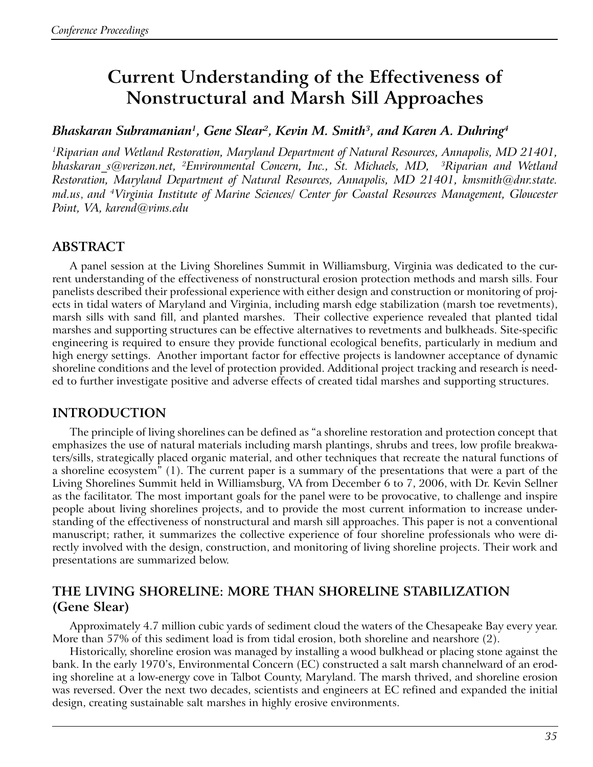# Current Understanding of the Effectiveness of Nonstructural and Marsh Sill Approaches

***Bhaskaran Subramanian[1], Gene Slear[2], Kevin M. Smith[3], and Karen A. Duhring[4]***

*[1]Riparian and Wetland Restoration, Maryland Department of Natural Resources, Annapolis, MD 21401, bhaskaran_s@verizon.net, [2]Environmental Concern, Inc., St. Michaels, MD, [3]Riparian and Wetland Restoration, Maryland Department of Natural Resources, Annapolis, MD 21401, kmsmith@dnr.state.md.us, and [4]Virginia Institute of Marine Sciences/ Center for Coastal Resources Management, Gloucester Point, VA, karend@vims.edu*

## ABSTRACT

A panel session at the Living Shorelines Summit in Williamsburg, Virginia was dedicated to the current understanding of the effectiveness of nonstructural erosion protection methods and marsh sills. Four panelists described their professional experience with either design and construction or monitoring of projects in tidal waters of Maryland and Virginia, including marsh edge stabilization (marsh toe revetments), marsh sills with sand fill, and planted marshes. Their collective experience revealed that planted tidal marshes and supporting structures can be effective alternatives to revetments and bulkheads. Site-specific engineering is required to ensure they provide functional ecological benefits, particularly in medium and high energy settings. Another important factor for effective projects is landowner acceptance of dynamic shoreline conditions and the level of protection provided. Additional project tracking and research is needed to further investigate positive and adverse effects of created tidal marshes and supporting structures.

## INTRODUCTION

The principle of living shorelines can be defined as "a shoreline restoration and protection concept that emphasizes the use of natural materials including marsh plantings, shrubs and trees, low profile breakwaters/sills, strategically placed organic material, and other techniques that recreate the natural functions of a shoreline ecosystem" (1). The current paper is a summary of the presentations that were a part of the Living Shorelines Summit held in Williamsburg, VA from December 6 to 7, 2006, with Dr. Kevin Sellner as the facilitator. The most important goals for the panel were to be provocative, to challenge and inspire people about living shorelines projects, and to provide the most current information to increase understanding of the effectiveness of nonstructural and marsh sill approaches. This paper is not a conventional manuscript; rather, it summarizes the collective experience of four shoreline professionals who were directly involved with the design, construction, and monitoring of living shoreline projects. Their work and presentations are summarized below.

## THE LIVING SHORELINE: MORE THAN SHORELINE STABILIZATION (Gene Slear)

Approximately 4.7 million cubic yards of sediment cloud the waters of the Chesapeake Bay every year. More than 57% of this sediment load is from tidal erosion, both shoreline and nearshore (2).

Historically, shoreline erosion was managed by installing a wood bulkhead or placing stone against the bank. In the early 1970's, Environmental Concern (EC) constructed a salt marsh channelward of an eroding shoreline at a low-energy cove in Talbot County, Maryland. The marsh thrived, and shoreline erosion was reversed. Over the next two decades, scientists and engineers at EC refined and expanded the initial design, creating sustainable salt marshes in highly erosive environments.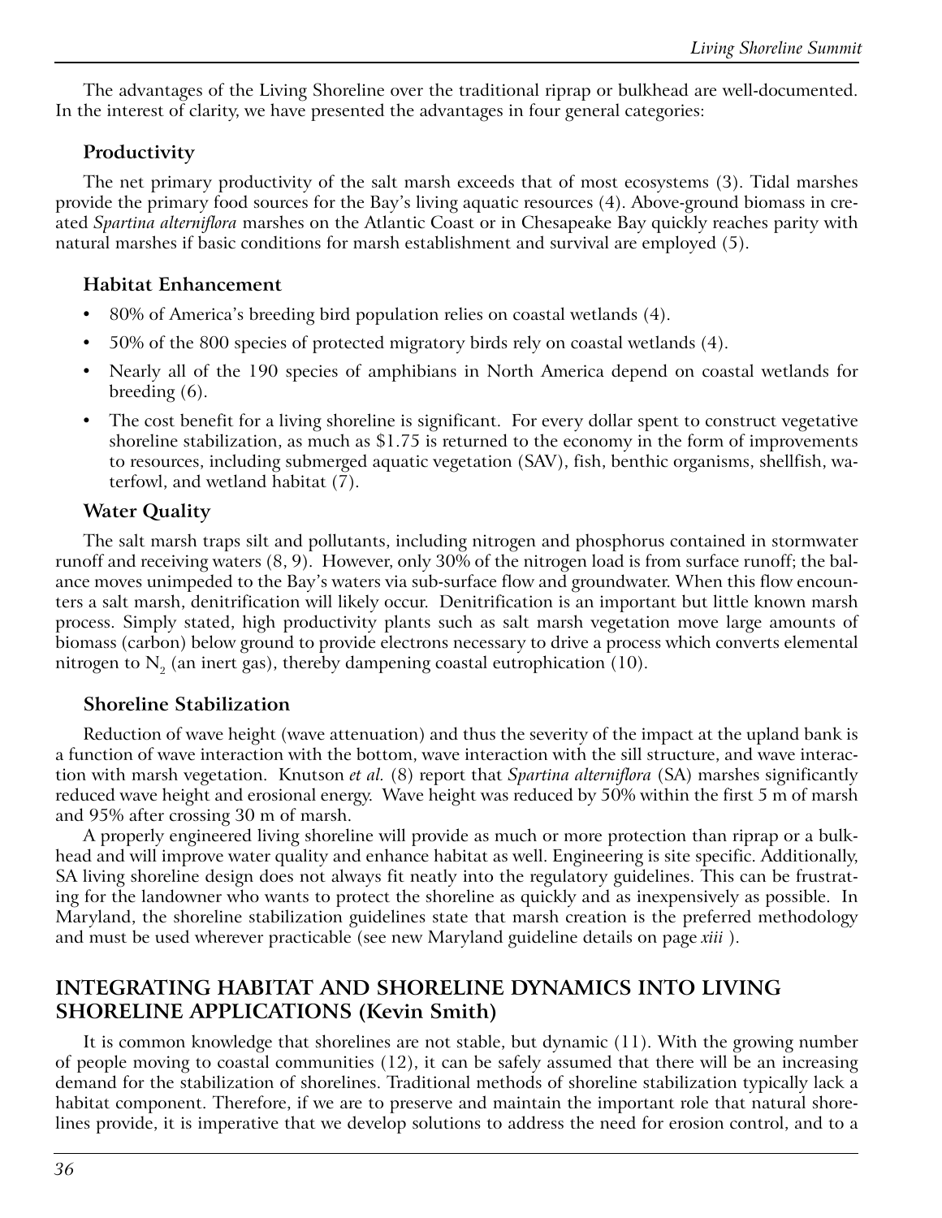The advantages of the Living Shoreline over the traditional riprap or bulkhead are well-documented. In the interest of clarity, we have presented the advantages in four general categories:

### Productivity

The net primary productivity of the salt marsh exceeds that of most ecosystems (3). Tidal marshes provide the primary food sources for the Bay's living aquatic resources (4). Above-ground biomass in created *Spartina alterniflora* marshes on the Atlantic Coast or in Chesapeake Bay quickly reaches parity with natural marshes if basic conditions for marsh establishment and survival are employed (5).

### Habitat Enhancement

- 80% of America's breeding bird population relies on coastal wetlands (4).
- 50% of the 800 species of protected migratory birds rely on coastal wetlands (4).
- Nearly all of the 190 species of amphibians in North America depend on coastal wetlands for breeding (6).
- The cost benefit for a living shoreline is significant. For every dollar spent to construct vegetative shoreline stabilization, as much as $1.75 is returned to the economy in the form of improvements to resources, including submerged aquatic vegetation (SAV), fish, benthic organisms, shellfish, waterfowl, and wetland habitat (7).

### Water Quality

The salt marsh traps silt and pollutants, including nitrogen and phosphorus contained in stormwater runoff and receiving waters (8, 9). However, only 30% of the nitrogen load is from surface runoff; the balance moves unimpeded to the Bay's waters via sub-surface flow and groundwater. When this flow encounters a salt marsh, denitrification will likely occur. Denitrification is an important but little known marsh process. Simply stated, high productivity plants such as salt marsh vegetation move large amounts of biomass (carbon) below ground to provide electrons necessary to drive a process which converts elemental nitrogen to $N_2$ (an inert gas), thereby dampening coastal eutrophication (10).

### Shoreline Stabilization

Reduction of wave height (wave attenuation) and thus the severity of the impact at the upland bank is a function of wave interaction with the bottom, wave interaction with the sill structure, and wave interaction with marsh vegetation. Knutson *et al.* (8) report that *Spartina alterniflora* (SA) marshes significantly reduced wave height and erosional energy. Wave height was reduced by 50% within the first 5 m of marsh and 95% after crossing 30 m of marsh.

A properly engineered living shoreline will provide as much or more protection than riprap or a bulkhead and will improve water quality and enhance habitat as well. Engineering is site specific. Additionally, SA living shoreline design does not always fit neatly into the regulatory guidelines. This can be frustrating for the landowner who wants to protect the shoreline as quickly and as inexpensively as possible. In Maryland, the shoreline stabilization guidelines state that marsh creation is the preferred methodology and must be used wherever practicable (see new Maryland guideline details on page *xiii* ).

## INTEGRATING HABITAT AND SHORELINE DYNAMICS INTO LIVING SHORELINE APPLICATIONS (Kevin Smith)

It is common knowledge that shorelines are not stable, but dynamic (11). With the growing number of people moving to coastal communities (12), it can be safely assumed that there will be an increasing demand for the stabilization of shorelines. Traditional methods of shoreline stabilization typically lack a habitat component. Therefore, if we are to preserve and maintain the important role that natural shorelines provide, it is imperative that we develop solutions to address the need for erosion control, and to a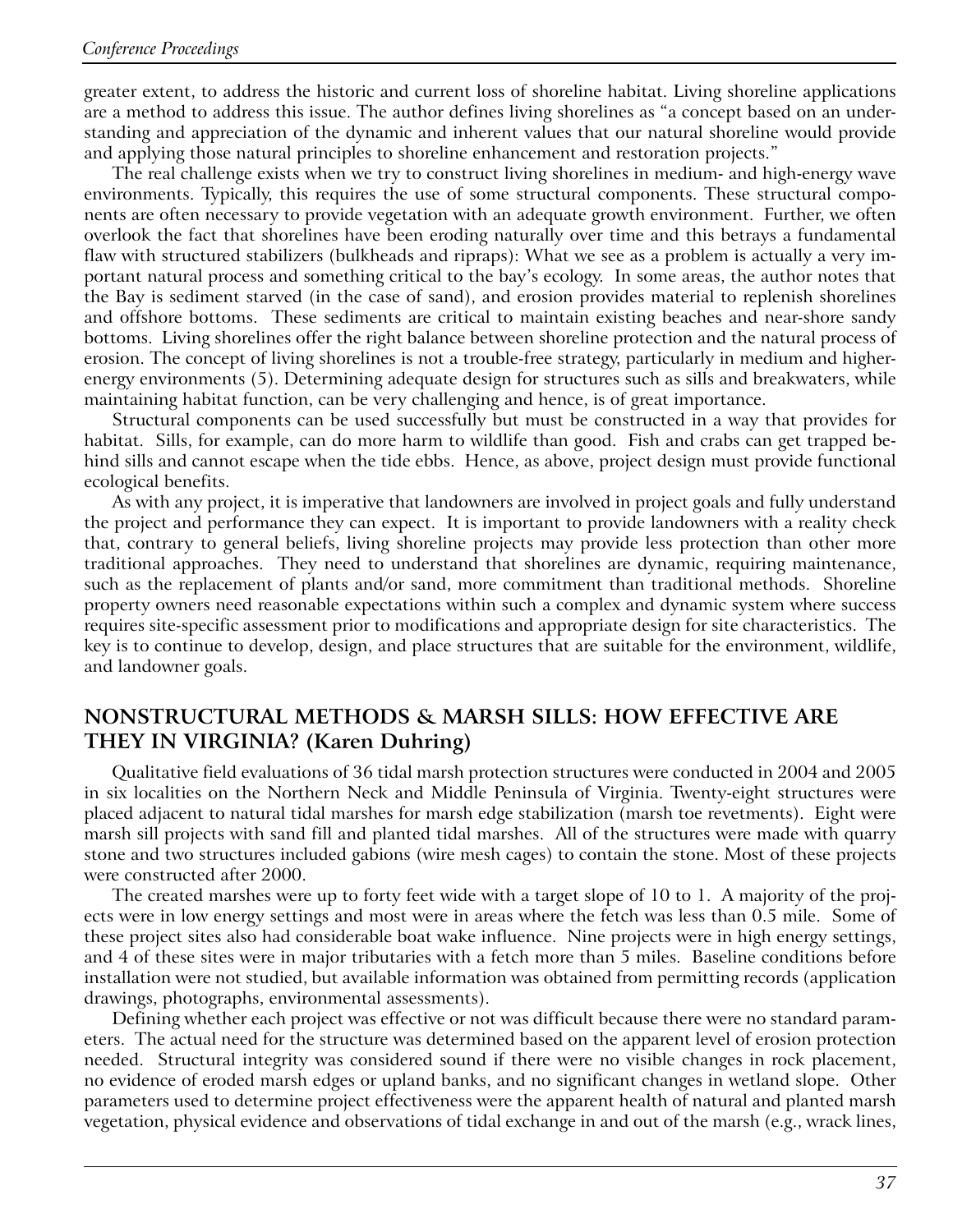greater extent, to address the historic and current loss of shoreline habitat. Living shoreline applications are a method to address this issue. The author defines living shorelines as "a concept based on an understanding and appreciation of the dynamic and inherent values that our natural shoreline would provide and applying those natural principles to shoreline enhancement and restoration projects."

The real challenge exists when we try to construct living shorelines in medium- and high-energy wave environments. Typically, this requires the use of some structural components. These structural components are often necessary to provide vegetation with an adequate growth environment. Further, we often overlook the fact that shorelines have been eroding naturally over time and this betrays a fundamental flaw with structured stabilizers (bulkheads and ripraps): What we see as a problem is actually a very important natural process and something critical to the bay's ecology. In some areas, the author notes that the Bay is sediment starved (in the case of sand), and erosion provides material to replenish shorelines and offshore bottoms. These sediments are critical to maintain existing beaches and near-shore sandy bottoms. Living shorelines offer the right balance between shoreline protection and the natural process of erosion. The concept of living shorelines is not a trouble-free strategy, particularly in medium and higher-energy environments (5). Determining adequate design for structures such as sills and breakwaters, while maintaining habitat function, can be very challenging and hence, is of great importance.

Structural components can be used successfully but must be constructed in a way that provides for habitat. Sills, for example, can do more harm to wildlife than good. Fish and crabs can get trapped behind sills and cannot escape when the tide ebbs. Hence, as above, project design must provide functional ecological benefits.

As with any project, it is imperative that landowners are involved in project goals and fully understand the project and performance they can expect. It is important to provide landowners with a reality check that, contrary to general beliefs, living shoreline projects may provide less protection than other more traditional approaches. They need to understand that shorelines are dynamic, requiring maintenance, such as the replacement of plants and/or sand, more commitment than traditional methods. Shoreline property owners need reasonable expectations within such a complex and dynamic system where success requires site-specific assessment prior to modifications and appropriate design for site characteristics. The key is to continue to develop, design, and place structures that are suitable for the environment, wildlife, and landowner goals.

## NONSTRUCTURAL METHODS & MARSH SILLS: HOW EFFECTIVE ARE THEY IN VIRGINIA? (Karen Duhring)

Qualitative field evaluations of 36 tidal marsh protection structures were conducted in 2004 and 2005 in six localities on the Northern Neck and Middle Peninsula of Virginia. Twenty-eight structures were placed adjacent to natural tidal marshes for marsh edge stabilization (marsh toe revetments). Eight were marsh sill projects with sand fill and planted tidal marshes. All of the structures were made with quarry stone and two structures included gabions (wire mesh cages) to contain the stone. Most of these projects were constructed after 2000.

The created marshes were up to forty feet wide with a target slope of 10 to 1. A majority of the projects were in low energy settings and most were in areas where the fetch was less than 0.5 mile. Some of these project sites also had considerable boat wake influence. Nine projects were in high energy settings, and 4 of these sites were in major tributaries with a fetch more than 5 miles. Baseline conditions before installation were not studied, but available information was obtained from permitting records (application drawings, photographs, environmental assessments).

Defining whether each project was effective or not was difficult because there were no standard parameters. The actual need for the structure was determined based on the apparent level of erosion protection needed. Structural integrity was considered sound if there were no visible changes in rock placement, no evidence of eroded marsh edges or upland banks, and no significant changes in wetland slope. Other parameters used to determine project effectiveness were the apparent health of natural and planted marsh vegetation, physical evidence and observations of tidal exchange in and out of the marsh (e.g., wrack lines,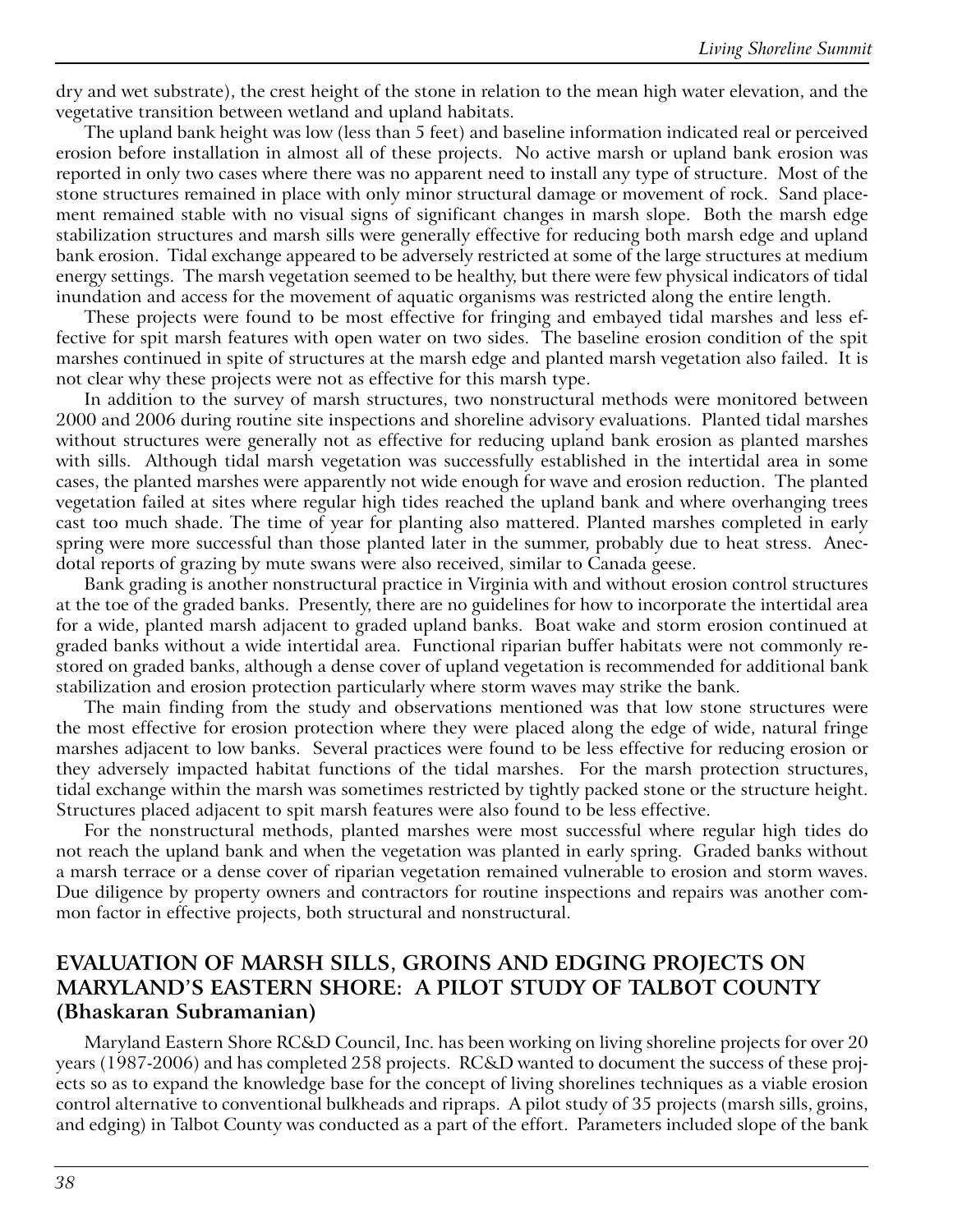dry and wet substrate), the crest height of the stone in relation to the mean high water elevation, and the vegetative transition between wetland and upland habitats.

The upland bank height was low (less than 5 feet) and baseline information indicated real or perceived erosion before installation in almost all of these projects. No active marsh or upland bank erosion was reported in only two cases where there was no apparent need to install any type of structure. Most of the stone structures remained in place with only minor structural damage or movement of rock. Sand placement remained stable with no visual signs of significant changes in marsh slope. Both the marsh edge stabilization structures and marsh sills were generally effective for reducing both marsh edge and upland bank erosion. Tidal exchange appeared to be adversely restricted at some of the large structures at medium energy settings. The marsh vegetation seemed to be healthy, but there were few physical indicators of tidal inundation and access for the movement of aquatic organisms was restricted along the entire length.

These projects were found to be most effective for fringing and embayed tidal marshes and less effective for spit marsh features with open water on two sides. The baseline erosion condition of the spit marshes continued in spite of structures at the marsh edge and planted marsh vegetation also failed. It is not clear why these projects were not as effective for this marsh type.

In addition to the survey of marsh structures, two nonstructural methods were monitored between 2000 and 2006 during routine site inspections and shoreline advisory evaluations. Planted tidal marshes without structures were generally not as effective for reducing upland bank erosion as planted marshes with sills. Although tidal marsh vegetation was successfully established in the intertidal area in some cases, the planted marshes were apparently not wide enough for wave and erosion reduction. The planted vegetation failed at sites where regular high tides reached the upland bank and where overhanging trees cast too much shade. The time of year for planting also mattered. Planted marshes completed in early spring were more successful than those planted later in the summer, probably due to heat stress. Anecdotal reports of grazing by mute swans were also received, similar to Canada geese.

Bank grading is another nonstructural practice in Virginia with and without erosion control structures at the toe of the graded banks. Presently, there are no guidelines for how to incorporate the intertidal area for a wide, planted marsh adjacent to graded upland banks. Boat wake and storm erosion continued at graded banks without a wide intertidal area. Functional riparian buffer habitats were not commonly restored on graded banks, although a dense cover of upland vegetation is recommended for additional bank stabilization and erosion protection particularly where storm waves may strike the bank.

The main finding from the study and observations mentioned was that low stone structures were the most effective for erosion protection where they were placed along the edge of wide, natural fringe marshes adjacent to low banks. Several practices were found to be less effective for reducing erosion or they adversely impacted habitat functions of the tidal marshes. For the marsh protection structures, tidal exchange within the marsh was sometimes restricted by tightly packed stone or the structure height. Structures placed adjacent to spit marsh features were also found to be less effective.

For the nonstructural methods, planted marshes were most successful where regular high tides do not reach the upland bank and when the vegetation was planted in early spring. Graded banks without a marsh terrace or a dense cover of riparian vegetation remained vulnerable to erosion and storm waves. Due diligence by property owners and contractors for routine inspections and repairs was another common factor in effective projects, both structural and nonstructural.

## EVALUATION OF MARSH SILLS, GROINS AND EDGING PROJECTS ON MARYLAND'S EASTERN SHORE: A PILOT STUDY OF TALBOT COUNTY (Bhaskaran Subramanian)

Maryland Eastern Shore RC&D Council, Inc. has been working on living shoreline projects for over 20 years (1987-2006) and has completed 258 projects. RC&D wanted to document the success of these projects so as to expand the knowledge base for the concept of living shorelines techniques as a viable erosion control alternative to conventional bulkheads and ripraps. A pilot study of 35 projects (marsh sills, groins, and edging) in Talbot County was conducted as a part of the effort. Parameters included slope of the bank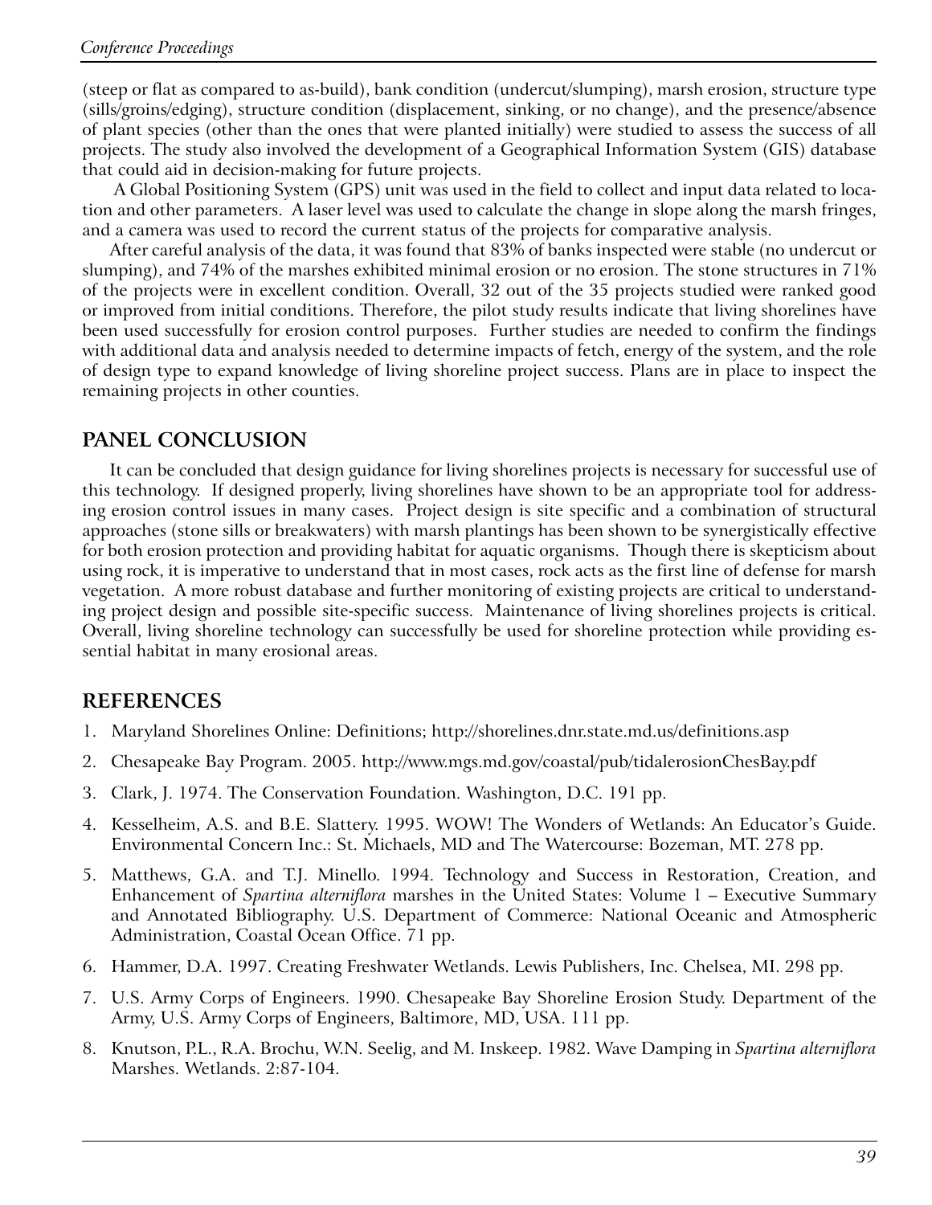(steep or flat as compared to as-build), bank condition (undercut/slumping), marsh erosion, structure type (sills/groins/edging), structure condition (displacement, sinking, or no change), and the presence/absence of plant species (other than the ones that were planted initially) were studied to assess the success of all projects. The study also involved the development of a Geographical Information System (GIS) database that could aid in decision-making for future projects.

A Global Positioning System (GPS) unit was used in the field to collect and input data related to location and other parameters. A laser level was used to calculate the change in slope along the marsh fringes, and a camera was used to record the current status of the projects for comparative analysis.

After careful analysis of the data, it was found that 83% of banks inspected were stable (no undercut or slumping), and 74% of the marshes exhibited minimal erosion or no erosion. The stone structures in 71% of the projects were in excellent condition. Overall, 32 out of the 35 projects studied were ranked good or improved from initial conditions. Therefore, the pilot study results indicate that living shorelines have been used successfully for erosion control purposes. Further studies are needed to confirm the findings with additional data and analysis needed to determine impacts of fetch, energy of the system, and the role of design type to expand knowledge of living shoreline project success. Plans are in place to inspect the remaining projects in other counties.

## PANEL CONCLUSION

It can be concluded that design guidance for living shorelines projects is necessary for successful use of this technology. If designed properly, living shorelines have shown to be an appropriate tool for addressing erosion control issues in many cases. Project design is site specific and a combination of structural approaches (stone sills or breakwaters) with marsh plantings has been shown to be synergistically effective for both erosion protection and providing habitat for aquatic organisms. Though there is skepticism about using rock, it is imperative to understand that in most cases, rock acts as the first line of defense for marsh vegetation. A more robust database and further monitoring of existing projects are critical to understanding project design and possible site-specific success. Maintenance of living shorelines projects is critical. Overall, living shoreline technology can successfully be used for shoreline protection while providing essential habitat in many erosional areas.

## REFERENCES

1. Maryland Shorelines Online: Definitions; http://shorelines.dnr.state.md.us/definitions.asp
2. Chesapeake Bay Program. 2005. http://www.mgs.md.gov/coastal/pub/tidalerosionChesBay.pdf
3. Clark, J. 1974. The Conservation Foundation. Washington, D.C. 191 pp.
4. Kesselheim, A.S. and B.E. Slattery. 1995. WOW! The Wonders of Wetlands: An Educator's Guide. Environmental Concern Inc.: St. Michaels, MD and The Watercourse: Bozeman, MT. 278 pp.
5. Matthews, G.A. and T.J. Minello. 1994. Technology and Success in Restoration, Creation, and Enhancement of *Spartina alterniflora* marshes in the United States: Volume 1 – Executive Summary and Annotated Bibliography. U.S. Department of Commerce: National Oceanic and Atmospheric Administration, Coastal Ocean Office. 71 pp.
6. Hammer, D.A. 1997. Creating Freshwater Wetlands. Lewis Publishers, Inc. Chelsea, MI. 298 pp.
7. U.S. Army Corps of Engineers. 1990. Chesapeake Bay Shoreline Erosion Study. Department of the Army, U.S. Army Corps of Engineers, Baltimore, MD, USA. 111 pp.
8. Knutson, P.L., R.A. Brochu, W.N. Seelig, and M. Inskeep. 1982. Wave Damping in *Spartina alterniflora* Marshes. Wetlands. 2:87-104.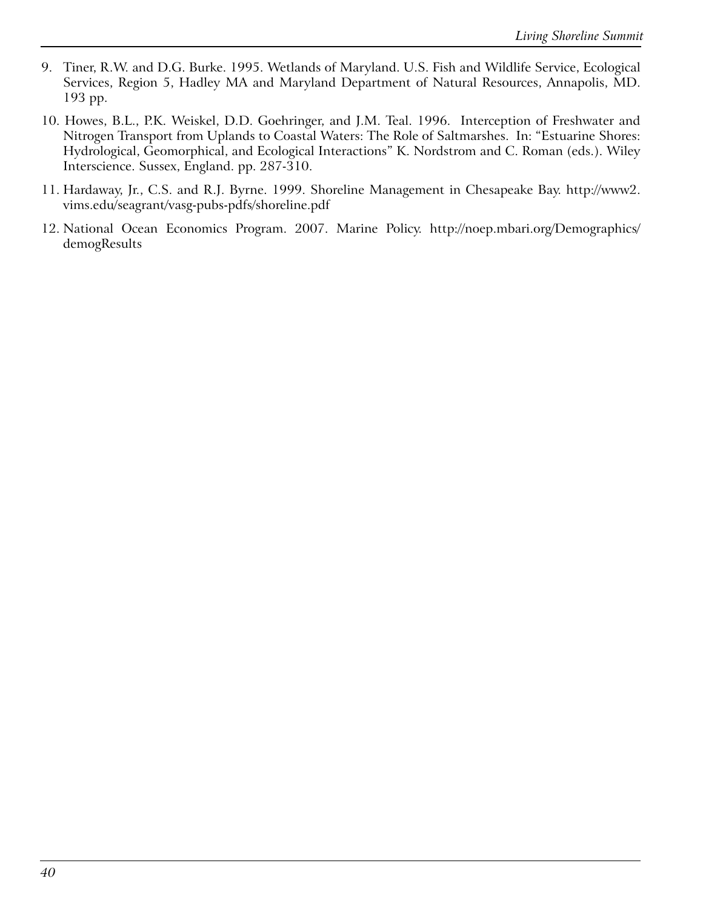9. Tiner, R.W. and D.G. Burke. 1995. Wetlands of Maryland. U.S. Fish and Wildlife Service, Ecological Services, Region 5, Hadley MA and Maryland Department of Natural Resources, Annapolis, MD. 193 pp.

10. Howes, B.L., P.K. Weiskel, D.D. Goehringer, and J.M. Teal. 1996. Interception of Freshwater and Nitrogen Transport from Uplands to Coastal Waters: The Role of Saltmarshes. In: "Estuarine Shores: Hydrological, Geomorphical, and Ecological Interactions" K. Nordstrom and C. Roman (eds.). Wiley Interscience. Sussex, England. pp. 287-310.

11. Hardaway, Jr., C.S. and R.J. Byrne. 1999. Shoreline Management in Chesapeake Bay. http://www2.vims.edu/seagrant/vasg-pubs-pdfs/shoreline.pdf

12. National Ocean Economics Program. 2007. Marine Policy. http://noep.mbari.org/Demographics/demogResults